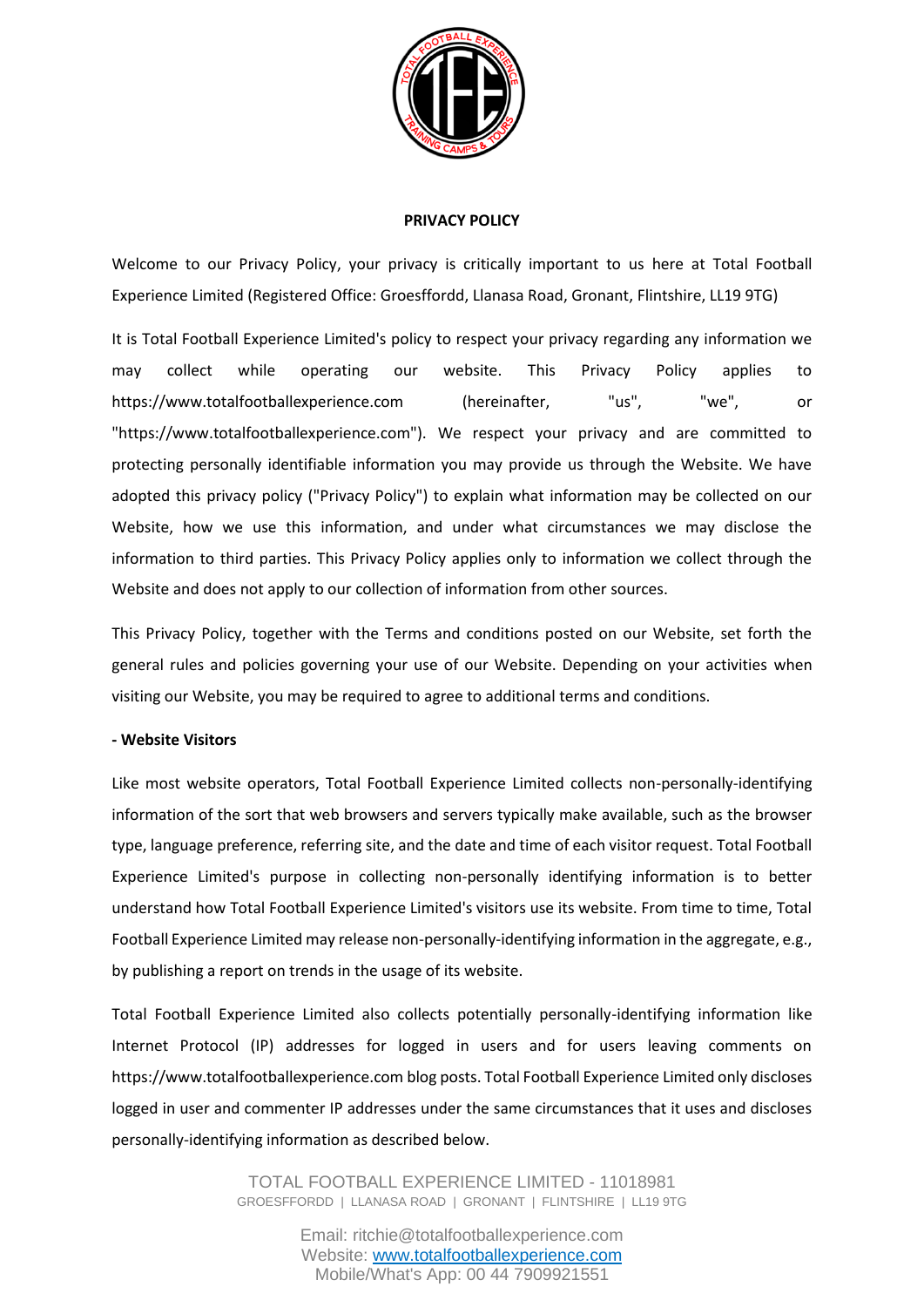**PRIVACY POLICY**

Welcome to our Privacy Policy, your privacy is critically important to us here at Total Football Experience Limited (Registered Office: Groesffordd, Llanasa Road, Gronant, Flintshire, LL19 9TG)

It is Total Football Experience Limited's policy to respect your privacy regarding any information we may collect while operating our website. This Privacy Policy applies to https://www.totalfootballexperience.com (hereinafter, "us", "we", or "https://www.totalfootballexperience.com"). We respect your privacy and are committed to protecting personally identifiable information you may provide us through the Website. We have adopted this privacy policy ("Privacy Policy") to explain what information may be collected on our Website, how we use this information, and under what circumstances we may disclose the information to third parties. This Privacy Policy applies only to information we collect through the Website and does not apply to our collection of information from other sources.

This Privacy Policy, together with the Terms and conditions posted on our Website, set forth the general rules and policies governing your use of our Website. Depending on your activities when visiting our Website, you may be required to agree to additional terms and conditions.

**- Website Visitors**

Like most website operators, Total Football Experience Limited collects non-personally-identifying information of the sort that web browsers and servers typically make available, such as the browser type, language preference, referring site, and the date and time of each visitor request. Total Football Experience Limited's purpose in collecting non-personally identifying information is to better understand how Total Football Experience Limited's visitors use its website. From time to time, Total Football Experience Limited may release non-personally-identifying information in the aggregate, e.g., by publishing a report on trends in the usage of its website.

Total Football Experience Limited also collects potentially personally-identifying information like Internet Protocol (IP) addresses for logged in users and for users leaving comments on https://www.totalfootballexperience.com blog posts. Total Football Experience Limited only discloses logged in user and commenter IP addresses under the same circumstances that it uses and discloses personally-identifying information as described below.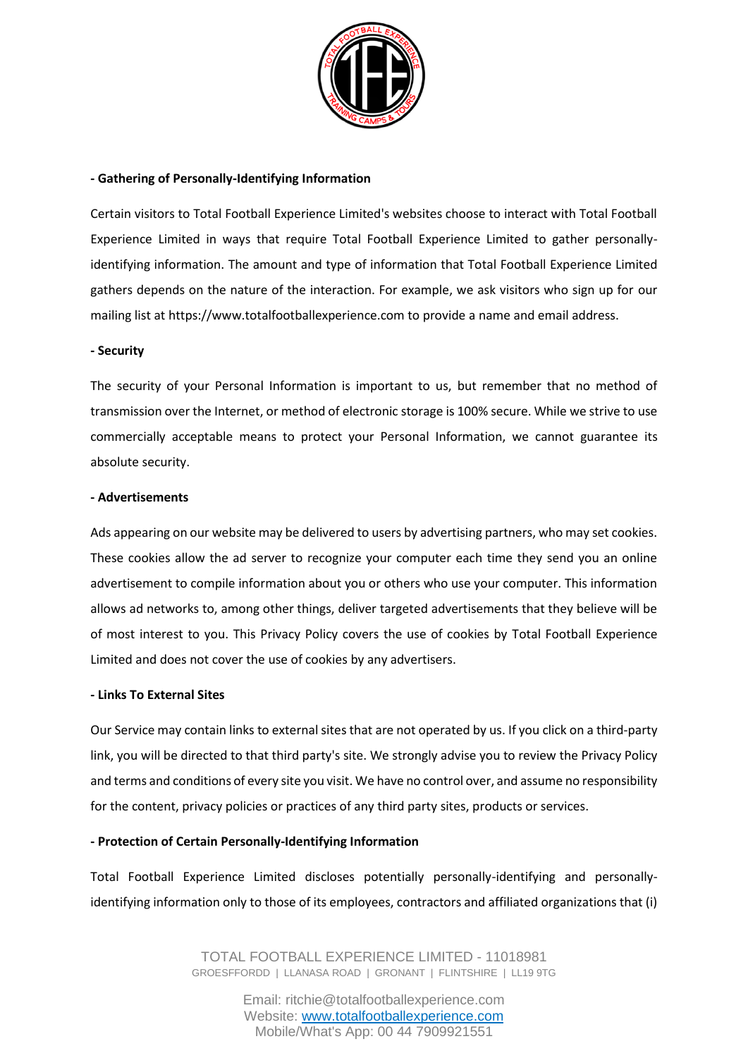**- Gathering of Personally-Identifying Information**

Certain visitors to Total Football Experience Limited's websites choose to interact with Total Football Experience Limited in ways that require Total Football Experience Limited to gather personally-identifying information. The amount and type of information that Total Football Experience Limited gathers depends on the nature of the interaction. For example, we ask visitors who sign up for our mailing list at https://www.totalfootballexperience.com to provide a name and email address.

**- Security**

The security of your Personal Information is important to us, but remember that no method of transmission over the Internet, or method of electronic storage is 100% secure. While we strive to use commercially acceptable means to protect your Personal Information, we cannot guarantee its absolute security.

**- Advertisements**

Ads appearing on our website may be delivered to users by advertising partners, who may set cookies. These cookies allow the ad server to recognize your computer each time they send you an online advertisement to compile information about you or others who use your computer. This information allows ad networks to, among other things, deliver targeted advertisements that they believe will be of most interest to you. This Privacy Policy covers the use of cookies by Total Football Experience Limited and does not cover the use of cookies by any advertisers.

**- Links To External Sites**

Our Service may contain links to external sites that are not operated by us. If you click on a third-party link, you will be directed to that third party's site. We strongly advise you to review the Privacy Policy and terms and conditions of every site you visit. We have no control over, and assume no responsibility for the content, privacy policies or practices of any third party sites, products or services.

**- Protection of Certain Personally-Identifying Information**

Total Football Experience Limited discloses potentially personally-identifying and personally-identifying information only to those of its employees, contractors and affiliated organizations that (i)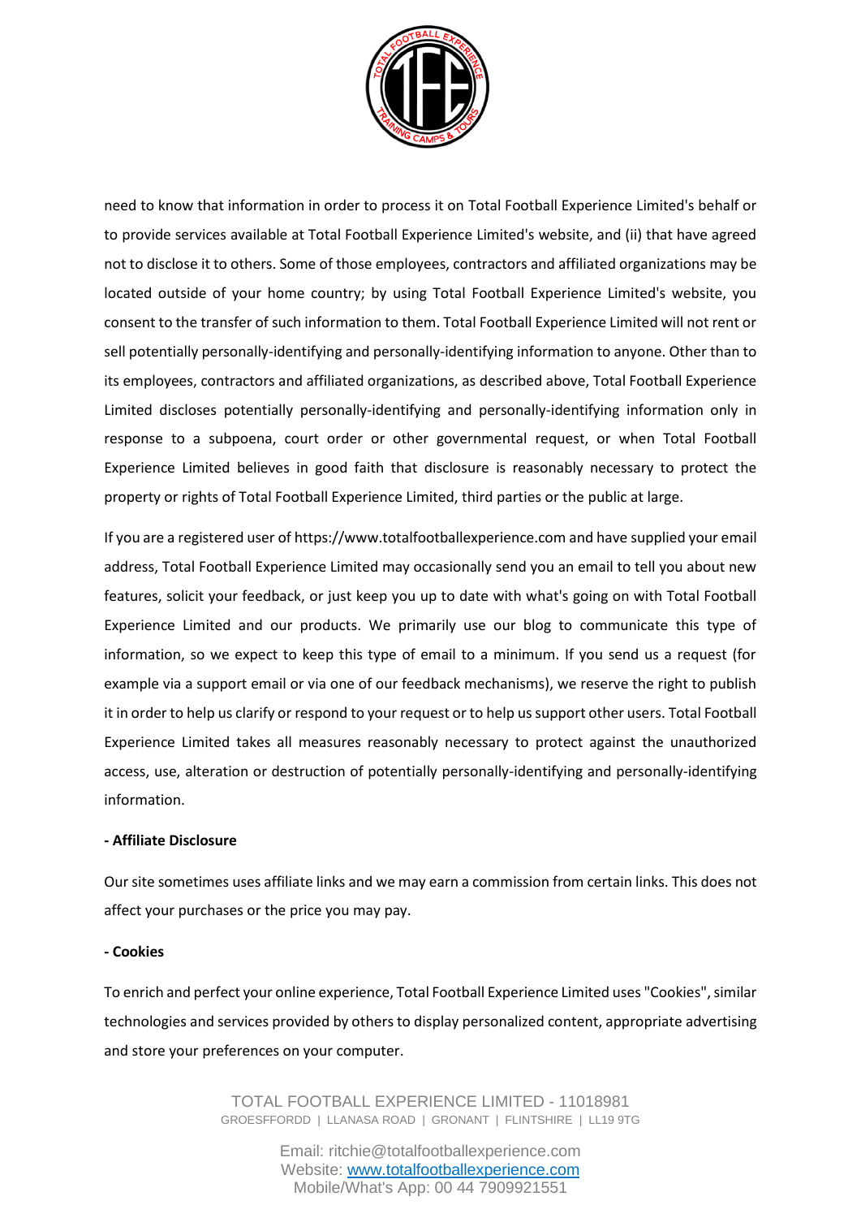need to know that information in order to process it on Total Football Experience Limited's behalf or to provide services available at Total Football Experience Limited's website, and (ii) that have agreed not to disclose it to others. Some of those employees, contractors and affiliated organizations may be located outside of your home country; by using Total Football Experience Limited's website, you consent to the transfer of such information to them. Total Football Experience Limited will not rent or sell potentially personally-identifying and personally-identifying information to anyone. Other than to its employees, contractors and affiliated organizations, as described above, Total Football Experience Limited discloses potentially personally-identifying and personally-identifying information only in response to a subpoena, court order or other governmental request, or when Total Football Experience Limited believes in good faith that disclosure is reasonably necessary to protect the property or rights of Total Football Experience Limited, third parties or the public at large.

If you are a registered user of https://www.totalfootballexperience.com and have supplied your email address, Total Football Experience Limited may occasionally send you an email to tell you about new features, solicit your feedback, or just keep you up to date with what's going on with Total Football Experience Limited and our products. We primarily use our blog to communicate this type of information, so we expect to keep this type of email to a minimum. If you send us a request (for example via a support email or via one of our feedback mechanisms), we reserve the right to publish it in order to help us clarify or respond to your request or to help us support other users. Total Football Experience Limited takes all measures reasonably necessary to protect against the unauthorized access, use, alteration or destruction of potentially personally-identifying and personally-identifying information.

**- Affiliate Disclosure**

Our site sometimes uses affiliate links and we may earn a commission from certain links. This does not affect your purchases or the price you may pay.

**- Cookies**

To enrich and perfect your online experience, Total Football Experience Limited uses "Cookies", similar technologies and services provided by others to display personalized content, appropriate advertising and store your preferences on your computer.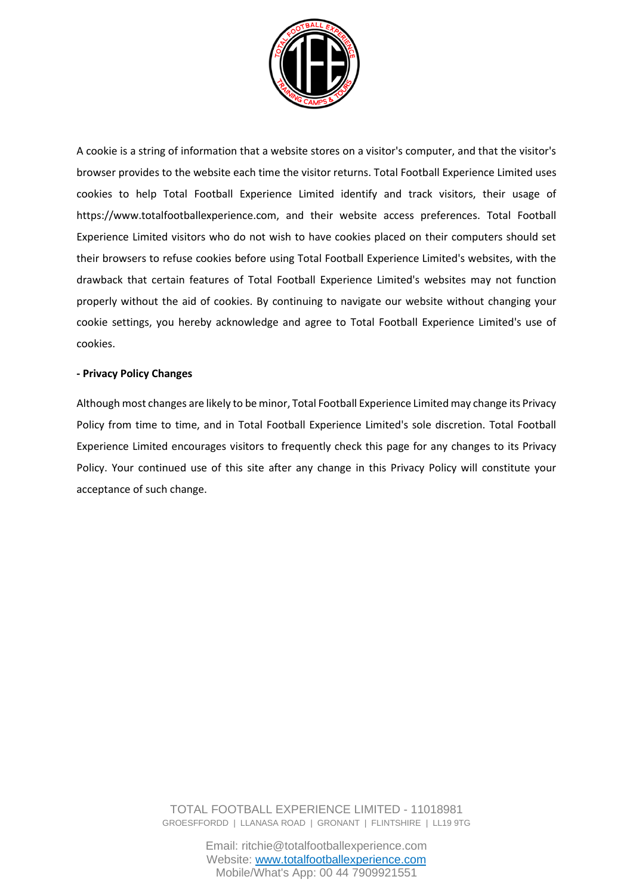A cookie is a string of information that a website stores on a visitor's computer, and that the visitor's browser provides to the website each time the visitor returns. Total Football Experience Limited uses cookies to help Total Football Experience Limited identify and track visitors, their usage of https://www.totalfootballexperience.com, and their website access preferences. Total Football Experience Limited visitors who do not wish to have cookies placed on their computers should set their browsers to refuse cookies before using Total Football Experience Limited's websites, with the drawback that certain features of Total Football Experience Limited's websites may not function properly without the aid of cookies. By continuing to navigate our website without changing your cookie settings, you hereby acknowledge and agree to Total Football Experience Limited's use of cookies.

**- Privacy Policy Changes**

Although most changes are likely to be minor, Total Football Experience Limited may change its Privacy Policy from time to time, and in Total Football Experience Limited's sole discretion. Total Football Experience Limited encourages visitors to frequently check this page for any changes to its Privacy Policy. Your continued use of this site after any change in this Privacy Policy will constitute your acceptance of such change.